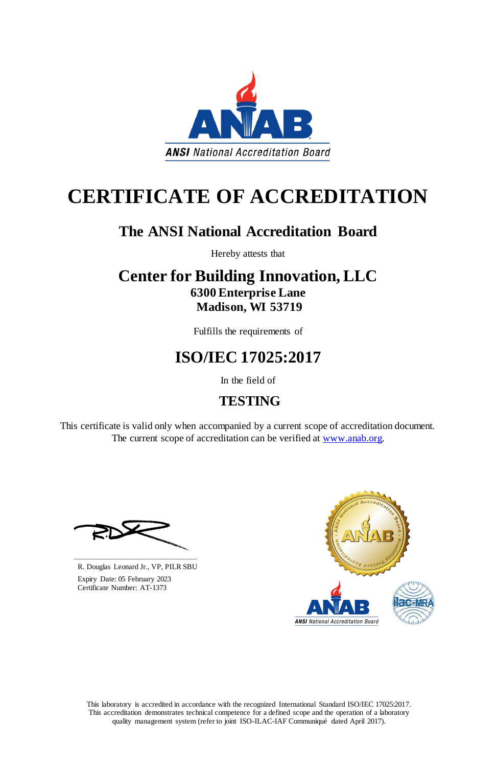ANAB

*ANSI National Accreditation Board*

# CERTIFICATE OF ACCREDITATION

## The ANSI National Accreditation Board

Hereby attests that

## Center for Building Innovation, LLC

**6300 Enterprise Lane**
**Madison, WI 53719**

Fulfills the requirements of

## ISO/IEC 17025:2017

In the field of

## TESTING

This certificate is valid only when accompanied by a current scope of accreditation document.
The current scope of accreditation can be verified at www.anab.org.

R. Douglas Leonard Jr., VP, PILR SBU
Expiry Date: 05 February 2023
Certificate Number: AT-1373

This laboratory is accredited in accordance with the recognized International Standard ISO/IEC 17025:2017.
This accreditation demonstrates technical competence for a defined scope and the operation of a laboratory quality management system (refer to joint ISO-ILAC-IAF Communiqué dated April 2017).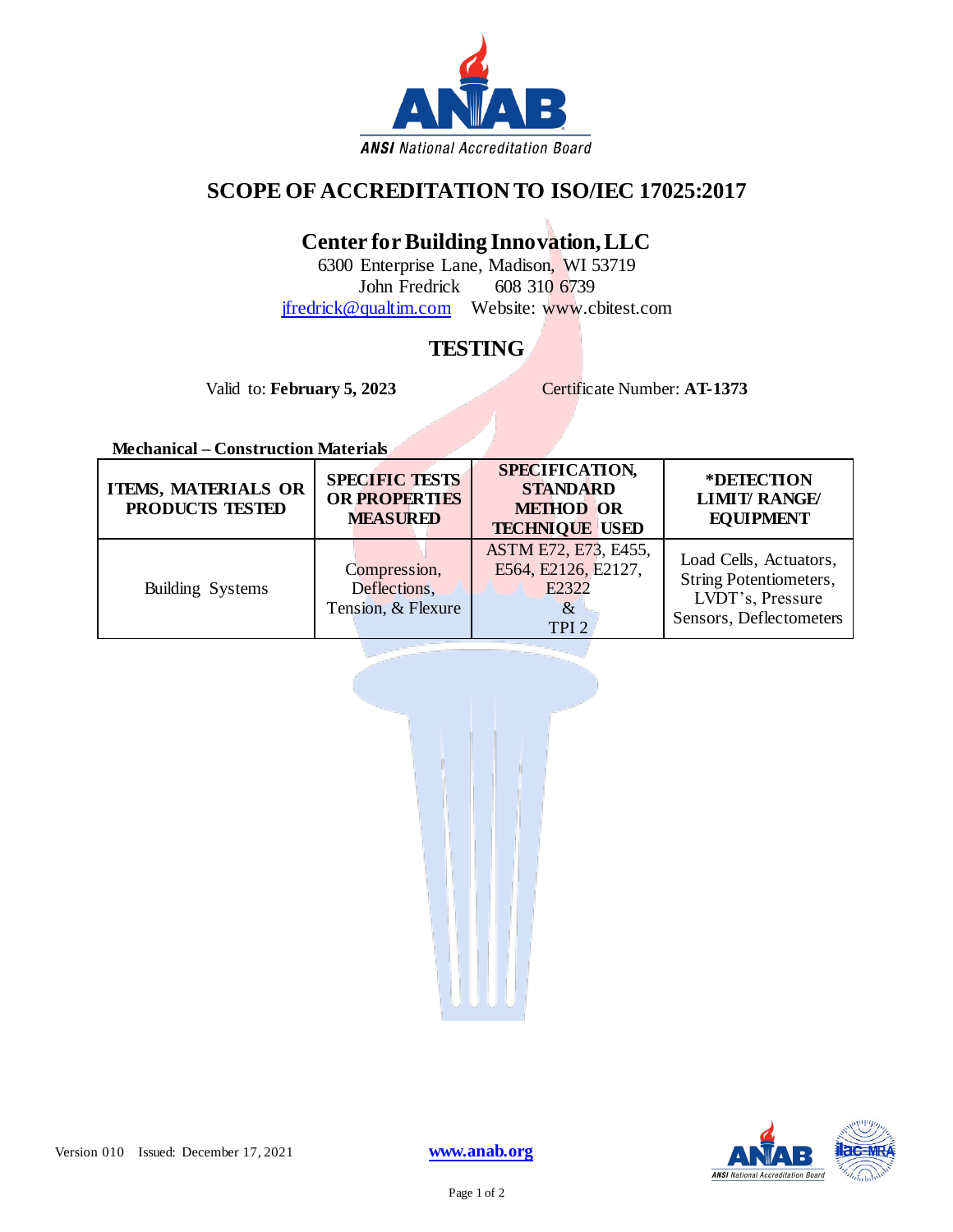# SCOPE OF ACCREDITATION TO ISO/IEC 17025:2017

## Center for Building Innovation, LLC

6300 Enterprise Lane, Madison, WI 53719
John Fredrick 608 310 6739
jfredrick@qualtim.com Website: www.cbitest.com

## TESTING

Valid to: **February 5, 2023** Certificate Number: **AT-1373**

**Mechanical – Construction Materials**

| ITEMS, MATERIALS OR PRODUCTS TESTED | SPECIFIC TESTS OR PROPERTIES MEASURED | SPECIFICATION, STANDARD METHOD OR TECHNIQUE USED | *DETECTION LIMIT/ RANGE/ EQUIPMENT |
|---|---|---|---|
| Building Systems | Compression, Deflections, Tension, & Flexure | ASTM E72, E73, E455, E564, E2126, E2127, E2322 & TPI 2 | Load Cells, Actuators, String Potentiometers, LVDT's, Pressure Sensors, Deflectometers |

Version 010 Issued: December 17, 2021 www.anab.org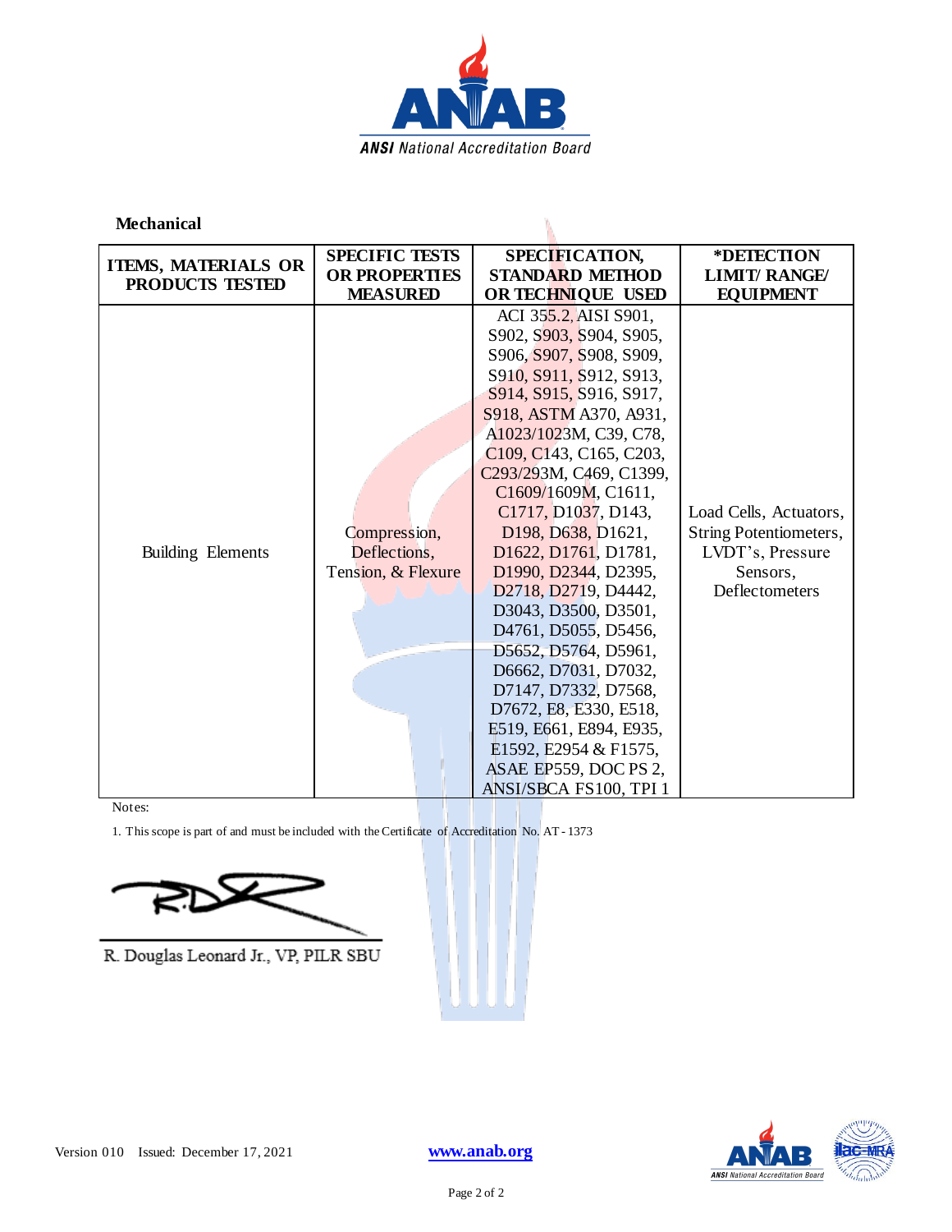**Mechanical**

| ITEMS, MATERIALS OR PRODUCTS TESTED | SPECIFIC TESTS OR PROPERTIES MEASURED | SPECIFICATION, STANDARD METHOD OR TECHNIQUE USED | *DETECTION LIMIT/ RANGE/ EQUIPMENT |
|---|---|---|---|
| Building Elements | Compression, Deflections, Tension, & Flexure | ACI 355.2, AISI S901, S902, S903, S904, S905, S906, S907, S908, S909, S910, S911, S912, S913, S914, S915, S916, S917, S918, ASTM A370, A931, A1023/1023M, C39, C78, C109, C143, C165, C203, C293/293M, C469, C1399, C1609/1609M, C1611, C1717, D1037, D143, D198, D638, D1621, D1622, D1761, D1781, D1990, D2344, D2395, D2718, D2719, D4442, D3043, D3500, D3501, D4761, D5055, D5456, D5652, D5764, D5961, D6662, D7031, D7032, D7147, D7332, D7568, D7672, E8, E330, E518, E519, E661, E894, E935, E1592, E2954 & F1575, ASAE EP559, DOC PS 2, ANSI/SBCA FS100, TPI 1 | Load Cells, Actuators, String Potentiometers, LVDT's, Pressure Sensors, Deflectometers |

Notes:

1. This scope is part of and must be included with the Certificate of Accreditation No. AT - 1373

R. Douglas Leonard Jr., VP, PILR SBU

Version 010 Issued: December 17, 2021

www.anab.org